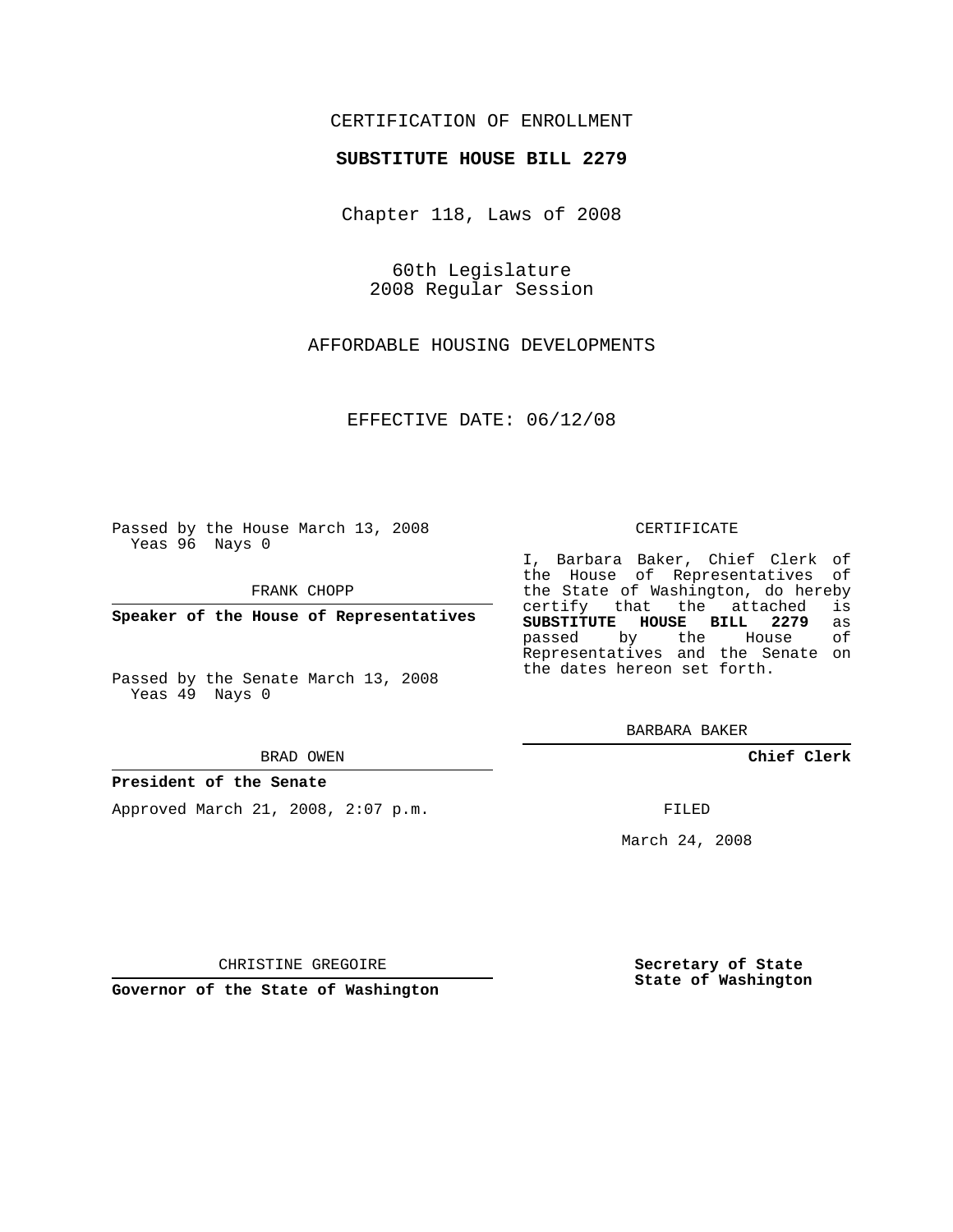CERTIFICATION OF ENROLLMENT

**SUBSTITUTE HOUSE BILL 2279**

Chapter 118, Laws of 2008

60th Legislature
2008 Regular Session

AFFORDABLE HOUSING DEVELOPMENTS

EFFECTIVE DATE: 06/12/08

Passed by the House March 13, 2008
Yeas 96 Nays 0

FRANK CHOPP

**Speaker of the House of Representatives**

Passed by the Senate March 13, 2008
Yeas 49 Nays 0

BRAD OWEN

**President of the Senate**

Approved March 21, 2008, 2:07 p.m.

CHRISTINE GREGOIRE

**Governor of the State of Washington**

CERTIFICATE

I, Barbara Baker, Chief Clerk of the House of Representatives of the State of Washington, do hereby certify that the attached is **SUBSTITUTE HOUSE BILL 2279** as passed by the House of Representatives and the Senate on the dates hereon set forth.

BARBARA BAKER

**Chief Clerk**

FILED

March 24, 2008

**Secretary of State**
**State of Washington**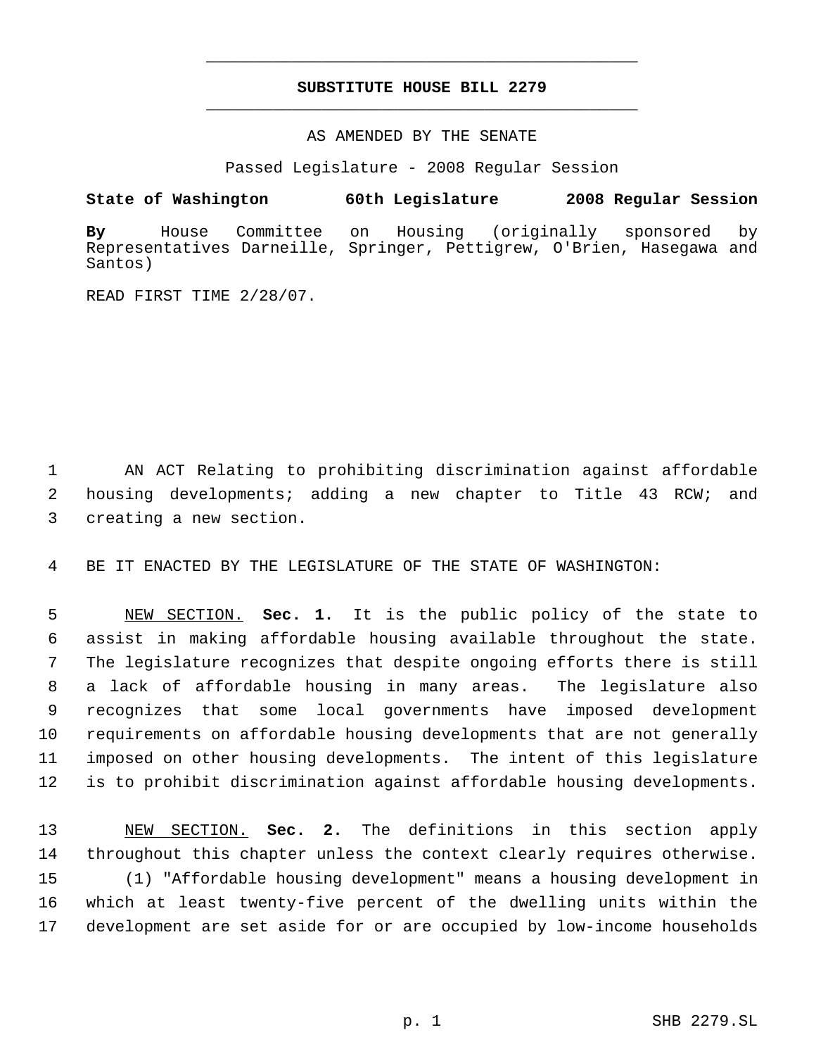# SUBSTITUTE HOUSE BILL 2279

AS AMENDED BY THE SENATE

Passed Legislature - 2008 Regular Session

**State of Washington 60th Legislature 2008 Regular Session**

**By** House Committee on Housing (originally sponsored by Representatives Darneille, Springer, Pettigrew, O'Brien, Hasegawa and Santos)

READ FIRST TIME 2/28/07.

AN ACT Relating to prohibiting discrimination against affordable housing developments; adding a new chapter to Title 43 RCW; and creating a new section.

BE IT ENACTED BY THE LEGISLATURE OF THE STATE OF WASHINGTON:

NEW SECTION. **Sec. 1.** It is the public policy of the state to assist in making affordable housing available throughout the state. The legislature recognizes that despite ongoing efforts there is still a lack of affordable housing in many areas. The legislature also recognizes that some local governments have imposed development requirements on affordable housing developments that are not generally imposed on other housing developments. The intent of this legislature is to prohibit discrimination against affordable housing developments.

NEW SECTION. **Sec. 2.** The definitions in this section apply throughout this chapter unless the context clearly requires otherwise.

(1) "Affordable housing development" means a housing development in which at least twenty-five percent of the dwelling units within the development are set aside for or are occupied by low-income households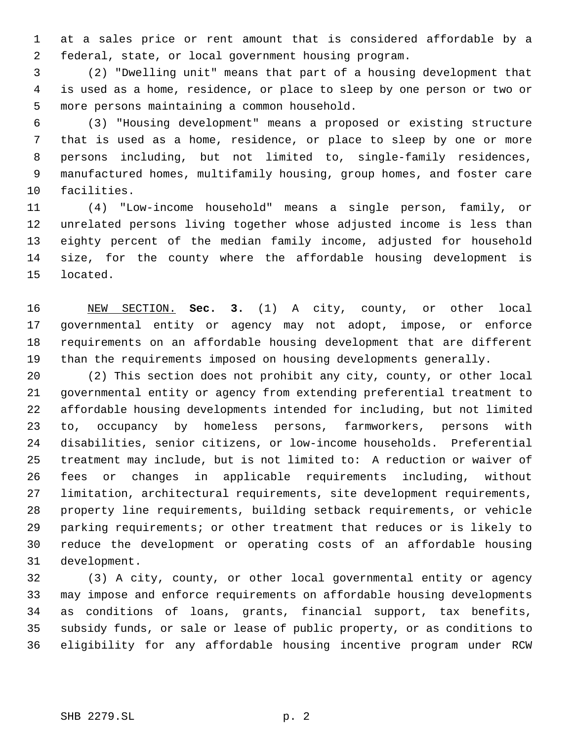at a sales price or rent amount that is considered affordable by a federal, state, or local government housing program.

(2) "Dwelling unit" means that part of a housing development that is used as a home, residence, or place to sleep by one person or two or more persons maintaining a common household.

(3) "Housing development" means a proposed or existing structure that is used as a home, residence, or place to sleep by one or more persons including, but not limited to, single-family residences, manufactured homes, multifamily housing, group homes, and foster care facilities.

(4) "Low-income household" means a single person, family, or unrelated persons living together whose adjusted income is less than eighty percent of the median family income, adjusted for household size, for the county where the affordable housing development is located.

NEW SECTION. **Sec. 3.** (1) A city, county, or other local governmental entity or agency may not adopt, impose, or enforce requirements on an affordable housing development that are different than the requirements imposed on housing developments generally.

(2) This section does not prohibit any city, county, or other local governmental entity or agency from extending preferential treatment to affordable housing developments intended for including, but not limited to, occupancy by homeless persons, farmworkers, persons with disabilities, senior citizens, or low-income households. Preferential treatment may include, but is not limited to: A reduction or waiver of fees or changes in applicable requirements including, without limitation, architectural requirements, site development requirements, property line requirements, building setback requirements, or vehicle parking requirements; or other treatment that reduces or is likely to reduce the development or operating costs of an affordable housing development.

(3) A city, county, or other local governmental entity or agency may impose and enforce requirements on affordable housing developments as conditions of loans, grants, financial support, tax benefits, subsidy funds, or sale or lease of public property, or as conditions to eligibility for any affordable housing incentive program under RCW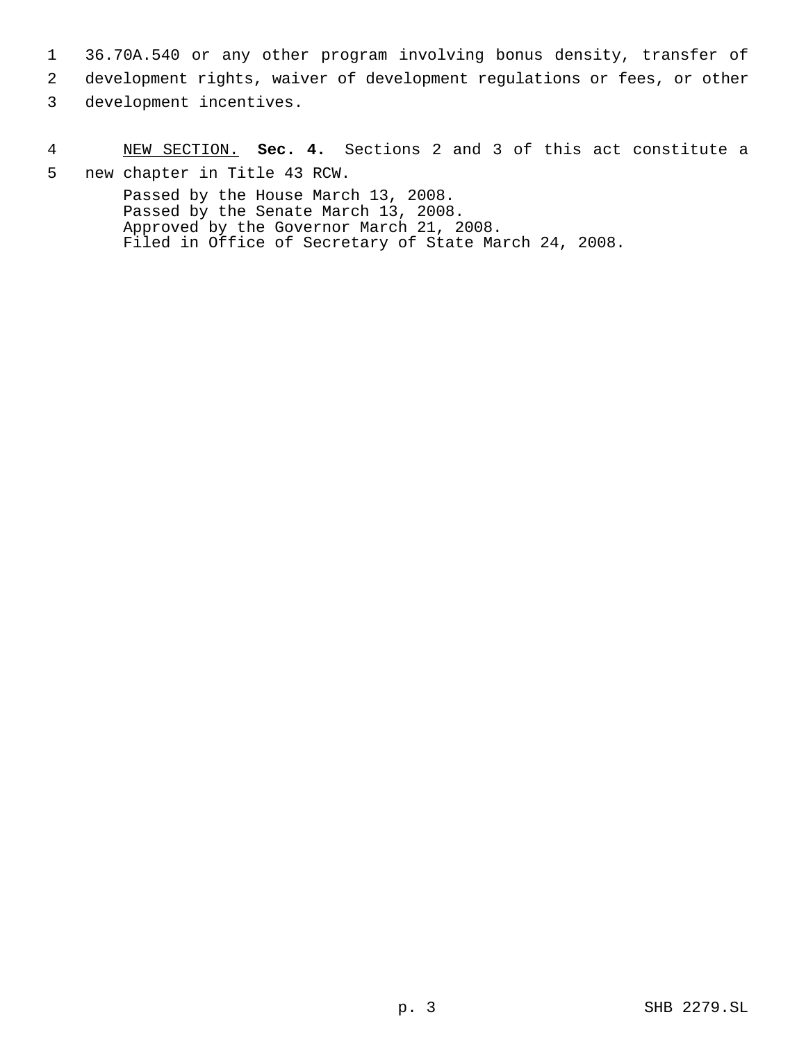36.70A.540 or any other program involving bonus density, transfer of development rights, waiver of development regulations or fees, or other development incentives.

NEW SECTION. **Sec. 4.** Sections 2 and 3 of this act constitute a new chapter in Title 43 RCW.

Passed by the House March 13, 2008.
Passed by the Senate March 13, 2008.
Approved by the Governor March 21, 2008.
Filed in Office of Secretary of State March 24, 2008.